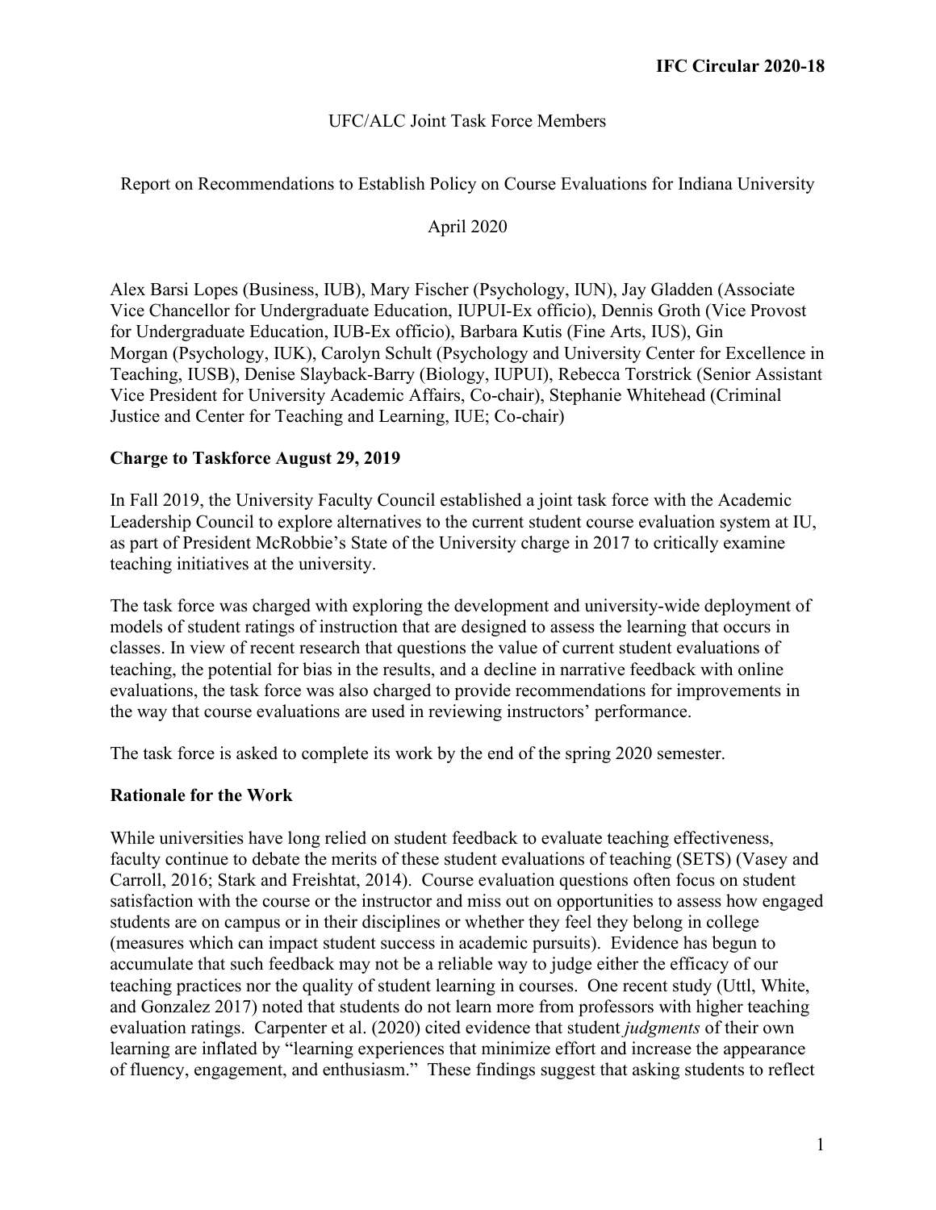**IFC Circular 2020-18**

UFC/ALC Joint Task Force Members

Report on Recommendations to Establish Policy on Course Evaluations for Indiana University

April 2020

Alex Barsi Lopes (Business, IUB), Mary Fischer (Psychology, IUN), Jay Gladden (Associate Vice Chancellor for Undergraduate Education, IUPUI-Ex officio), Dennis Groth (Vice Provost for Undergraduate Education, IUB-Ex officio), Barbara Kutis (Fine Arts, IUS), Gin Morgan (Psychology, IUK), Carolyn Schult (Psychology and University Center for Excellence in Teaching, IUSB), Denise Slayback-Barry (Biology, IUPUI), Rebecca Torstrick (Senior Assistant Vice President for University Academic Affairs, Co-chair), Stephanie Whitehead (Criminal Justice and Center for Teaching and Learning, IUE; Co-chair)

## Charge to Taskforce August 29, 2019

In Fall 2019, the University Faculty Council established a joint task force with the Academic Leadership Council to explore alternatives to the current student course evaluation system at IU, as part of President McRobbie's State of the University charge in 2017 to critically examine teaching initiatives at the university.

The task force was charged with exploring the development and university-wide deployment of models of student ratings of instruction that are designed to assess the learning that occurs in classes. In view of recent research that questions the value of current student evaluations of teaching, the potential for bias in the results, and a decline in narrative feedback with online evaluations, the task force was also charged to provide recommendations for improvements in the way that course evaluations are used in reviewing instructors' performance.

The task force is asked to complete its work by the end of the spring 2020 semester.

## Rationale for the Work

While universities have long relied on student feedback to evaluate teaching effectiveness, faculty continue to debate the merits of these student evaluations of teaching (SETS) (Vasey and Carroll, 2016; Stark and Freishtat, 2014). Course evaluation questions often focus on student satisfaction with the course or the instructor and miss out on opportunities to assess how engaged students are on campus or in their disciplines or whether they feel they belong in college (measures which can impact student success in academic pursuits). Evidence has begun to accumulate that such feedback may not be a reliable way to judge either the efficacy of our teaching practices nor the quality of student learning in courses. One recent study (Uttl, White, and Gonzalez 2017) noted that students do not learn more from professors with higher teaching evaluation ratings. Carpenter et al. (2020) cited evidence that student *judgments* of their own learning are inflated by "learning experiences that minimize effort and increase the appearance of fluency, engagement, and enthusiasm." These findings suggest that asking students to reflect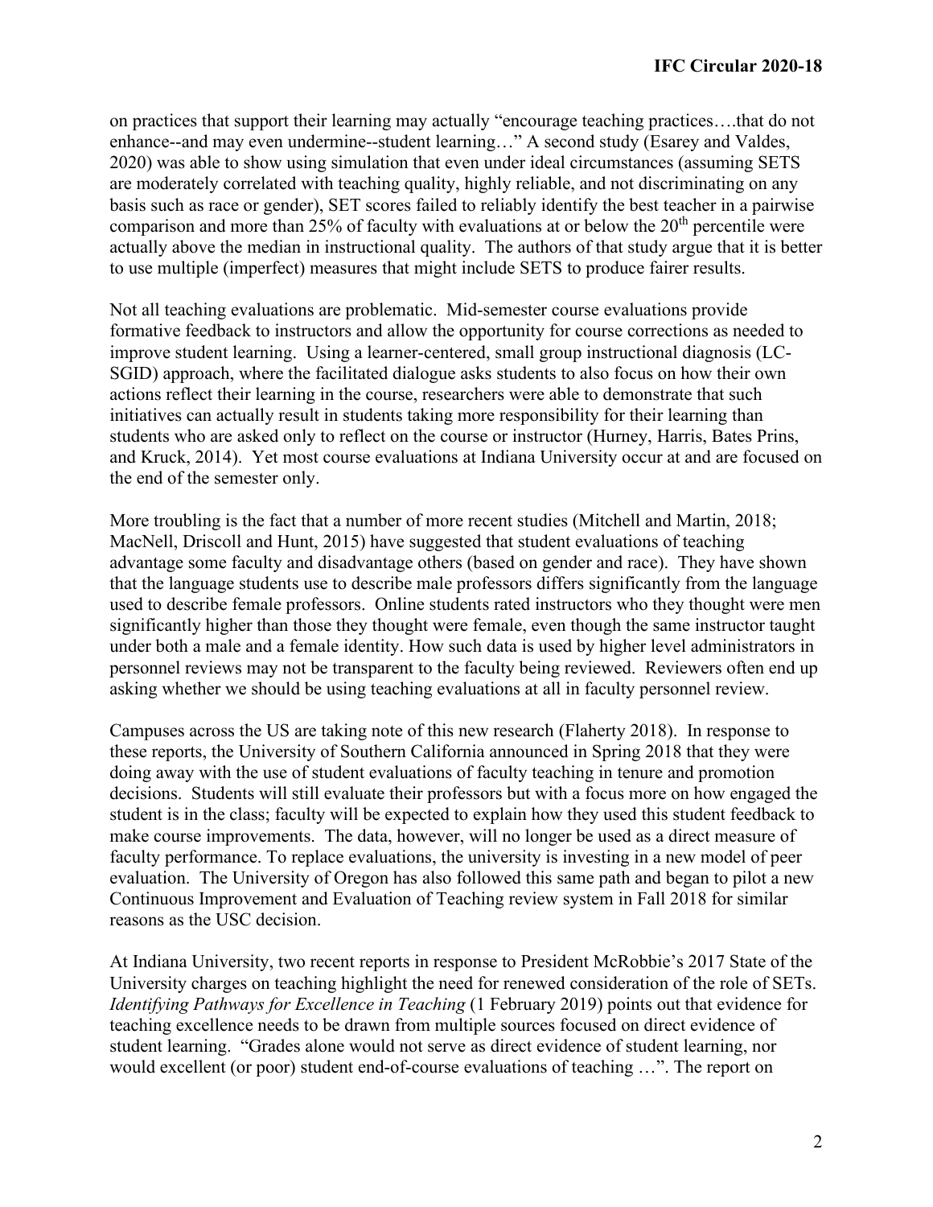on practices that support their learning may actually "encourage teaching practices….that do not enhance--and may even undermine--student learning…" A second study (Esarey and Valdes, 2020) was able to show using simulation that even under ideal circumstances (assuming SETS are moderately correlated with teaching quality, highly reliable, and not discriminating on any basis such as race or gender), SET scores failed to reliably identify the best teacher in a pairwise comparison and more than 25% of faculty with evaluations at or below the 20th percentile were actually above the median in instructional quality. The authors of that study argue that it is better to use multiple (imperfect) measures that might include SETS to produce fairer results.

Not all teaching evaluations are problematic. Mid-semester course evaluations provide formative feedback to instructors and allow the opportunity for course corrections as needed to improve student learning. Using a learner-centered, small group instructional diagnosis (LC-SGID) approach, where the facilitated dialogue asks students to also focus on how their own actions reflect their learning in the course, researchers were able to demonstrate that such initiatives can actually result in students taking more responsibility for their learning than students who are asked only to reflect on the course or instructor (Hurney, Harris, Bates Prins, and Kruck, 2014). Yet most course evaluations at Indiana University occur at and are focused on the end of the semester only.

More troubling is the fact that a number of more recent studies (Mitchell and Martin, 2018; MacNell, Driscoll and Hunt, 2015) have suggested that student evaluations of teaching advantage some faculty and disadvantage others (based on gender and race). They have shown that the language students use to describe male professors differs significantly from the language used to describe female professors. Online students rated instructors who they thought were men significantly higher than those they thought were female, even though the same instructor taught under both a male and a female identity. How such data is used by higher level administrators in personnel reviews may not be transparent to the faculty being reviewed. Reviewers often end up asking whether we should be using teaching evaluations at all in faculty personnel review.

Campuses across the US are taking note of this new research (Flaherty 2018). In response to these reports, the University of Southern California announced in Spring 2018 that they were doing away with the use of student evaluations of faculty teaching in tenure and promotion decisions. Students will still evaluate their professors but with a focus more on how engaged the student is in the class; faculty will be expected to explain how they used this student feedback to make course improvements. The data, however, will no longer be used as a direct measure of faculty performance. To replace evaluations, the university is investing in a new model of peer evaluation. The University of Oregon has also followed this same path and began to pilot a new Continuous Improvement and Evaluation of Teaching review system in Fall 2018 for similar reasons as the USC decision.

At Indiana University, two recent reports in response to President McRobbie's 2017 State of the University charges on teaching highlight the need for renewed consideration of the role of SETs. *Identifying Pathways for Excellence in Teaching* (1 February 2019) points out that evidence for teaching excellence needs to be drawn from multiple sources focused on direct evidence of student learning. "Grades alone would not serve as direct evidence of student learning, nor would excellent (or poor) student end-of-course evaluations of teaching …". The report on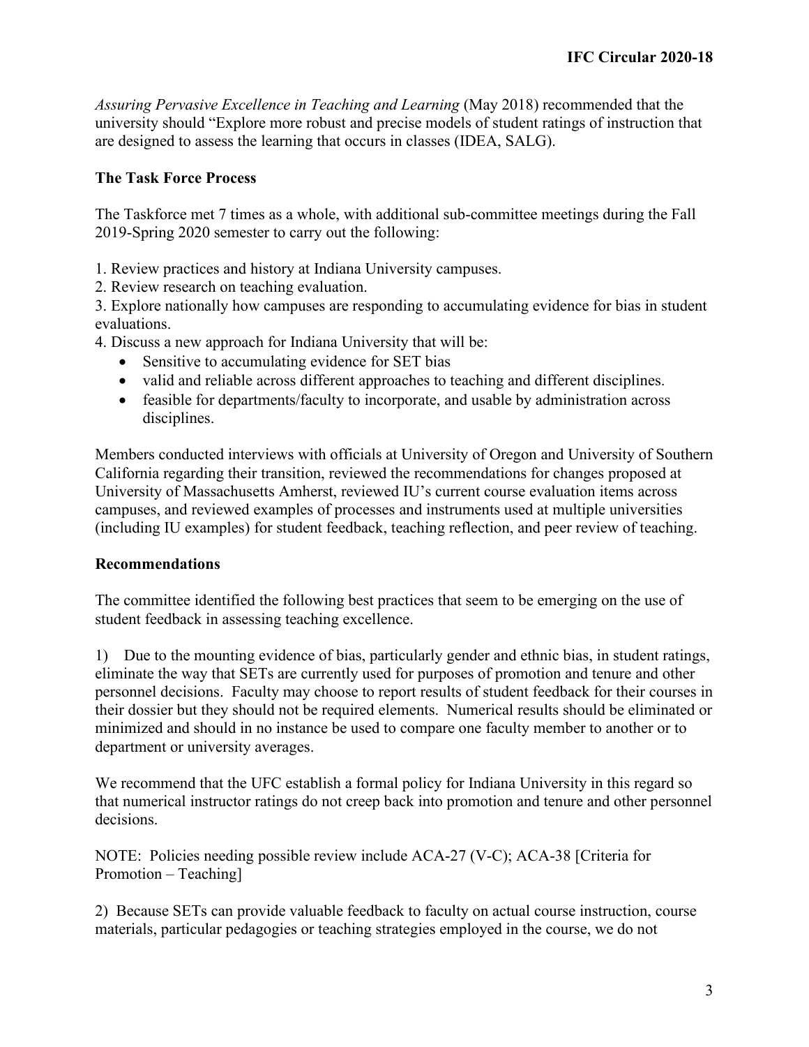*Assuring Pervasive Excellence in Teaching and Learning* (May 2018) recommended that the university should "Explore more robust and precise models of student ratings of instruction that are designed to assess the learning that occurs in classes (IDEA, SALG).

**The Task Force Process**

The Taskforce met 7 times as a whole, with additional sub-committee meetings during the Fall 2019-Spring 2020 semester to carry out the following:

1. Review practices and history at Indiana University campuses.
2. Review research on teaching evaluation.
3. Explore nationally how campuses are responding to accumulating evidence for bias in student evaluations.
4. Discuss a new approach for Indiana University that will be:
   - Sensitive to accumulating evidence for SET bias
   - valid and reliable across different approaches to teaching and different disciplines.
   - feasible for departments/faculty to incorporate, and usable by administration across disciplines.

Members conducted interviews with officials at University of Oregon and University of Southern California regarding their transition, reviewed the recommendations for changes proposed at University of Massachusetts Amherst, reviewed IU's current course evaluation items across campuses, and reviewed examples of processes and instruments used at multiple universities (including IU examples) for student feedback, teaching reflection, and peer review of teaching.

**Recommendations**

The committee identified the following best practices that seem to be emerging on the use of student feedback in assessing teaching excellence.

1) Due to the mounting evidence of bias, particularly gender and ethnic bias, in student ratings, eliminate the way that SETs are currently used for purposes of promotion and tenure and other personnel decisions. Faculty may choose to report results of student feedback for their courses in their dossier but they should not be required elements. Numerical results should be eliminated or minimized and should in no instance be used to compare one faculty member to another or to department or university averages.

We recommend that the UFC establish a formal policy for Indiana University in this regard so that numerical instructor ratings do not creep back into promotion and tenure and other personnel decisions.

NOTE: Policies needing possible review include ACA-27 (V-C); ACA-38 [Criteria for Promotion – Teaching]

2) Because SETs can provide valuable feedback to faculty on actual course instruction, course materials, particular pedagogies or teaching strategies employed in the course, we do not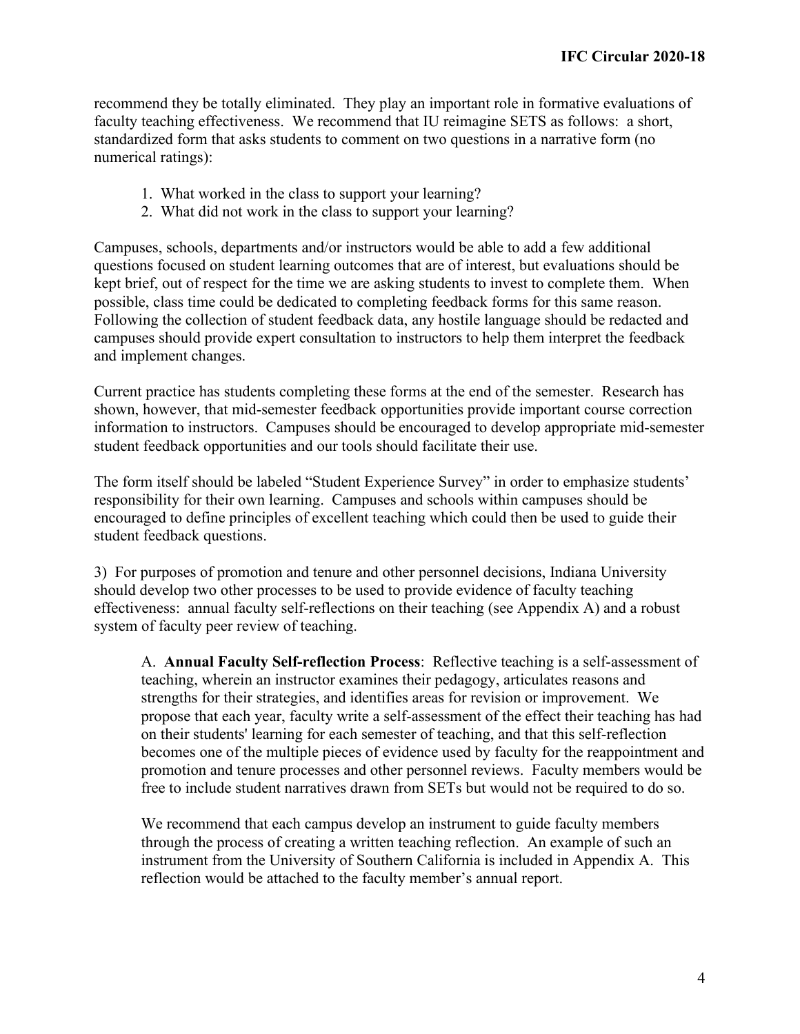recommend they be totally eliminated. They play an important role in formative evaluations of faculty teaching effectiveness. We recommend that IU reimagine SETS as follows: a short, standardized form that asks students to comment on two questions in a narrative form (no numerical ratings):

1. What worked in the class to support your learning?
2. What did not work in the class to support your learning?

Campuses, schools, departments and/or instructors would be able to add a few additional questions focused on student learning outcomes that are of interest, but evaluations should be kept brief, out of respect for the time we are asking students to invest to complete them. When possible, class time could be dedicated to completing feedback forms for this same reason. Following the collection of student feedback data, any hostile language should be redacted and campuses should provide expert consultation to instructors to help them interpret the feedback and implement changes.

Current practice has students completing these forms at the end of the semester. Research has shown, however, that mid-semester feedback opportunities provide important course correction information to instructors. Campuses should be encouraged to develop appropriate mid-semester student feedback opportunities and our tools should facilitate their use.

The form itself should be labeled "Student Experience Survey" in order to emphasize students' responsibility for their own learning. Campuses and schools within campuses should be encouraged to define principles of excellent teaching which could then be used to guide their student feedback questions.

3) For purposes of promotion and tenure and other personnel decisions, Indiana University should develop two other processes to be used to provide evidence of faculty teaching effectiveness: annual faculty self-reflections on their teaching (see Appendix A) and a robust system of faculty peer review of teaching.

A. **Annual Faculty Self-reflection Process**: Reflective teaching is a self-assessment of teaching, wherein an instructor examines their pedagogy, articulates reasons and strengths for their strategies, and identifies areas for revision or improvement. We propose that each year, faculty write a self-assessment of the effect their teaching has had on their students' learning for each semester of teaching, and that this self-reflection becomes one of the multiple pieces of evidence used by faculty for the reappointment and promotion and tenure processes and other personnel reviews. Faculty members would be free to include student narratives drawn from SETs but would not be required to do so.

We recommend that each campus develop an instrument to guide faculty members through the process of creating a written teaching reflection. An example of such an instrument from the University of Southern California is included in Appendix A. This reflection would be attached to the faculty member's annual report.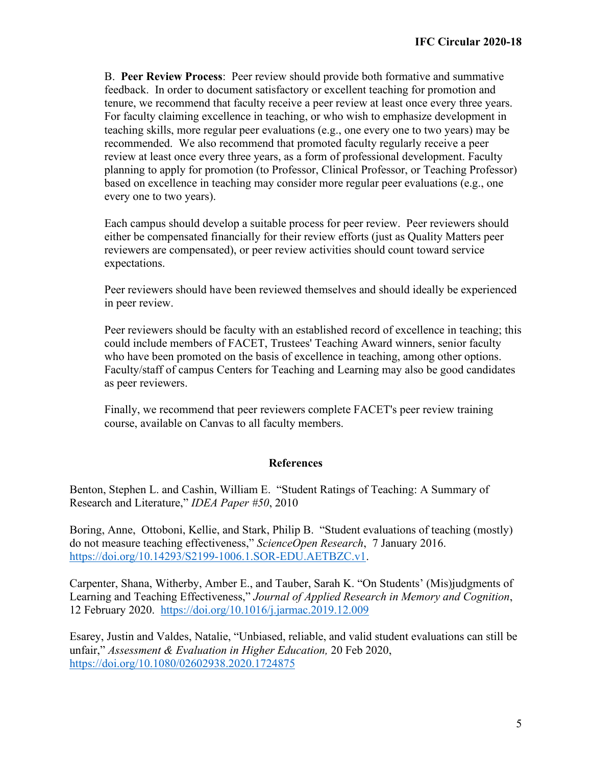B. **Peer Review Process**: Peer review should provide both formative and summative feedback. In order to document satisfactory or excellent teaching for promotion and tenure, we recommend that faculty receive a peer review at least once every three years. For faculty claiming excellence in teaching, or who wish to emphasize development in teaching skills, more regular peer evaluations (e.g., one every one to two years) may be recommended. We also recommend that promoted faculty regularly receive a peer review at least once every three years, as a form of professional development. Faculty planning to apply for promotion (to Professor, Clinical Professor, or Teaching Professor) based on excellence in teaching may consider more regular peer evaluations (e.g., one every one to two years).

Each campus should develop a suitable process for peer review. Peer reviewers should either be compensated financially for their review efforts (just as Quality Matters peer reviewers are compensated), or peer review activities should count toward service expectations.

Peer reviewers should have been reviewed themselves and should ideally be experienced in peer review.

Peer reviewers should be faculty with an established record of excellence in teaching; this could include members of FACET, Trustees' Teaching Award winners, senior faculty who have been promoted on the basis of excellence in teaching, among other options. Faculty/staff of campus Centers for Teaching and Learning may also be good candidates as peer reviewers.

Finally, we recommend that peer reviewers complete FACET's peer review training course, available on Canvas to all faculty members.

## References

Benton, Stephen L. and Cashin, William E. "Student Ratings of Teaching: A Summary of Research and Literature," *IDEA Paper #50*, 2010

Boring, Anne, Ottoboni, Kellie, and Stark, Philip B. "Student evaluations of teaching (mostly) do not measure teaching effectiveness," *ScienceOpen Research*, 7 January 2016. https://doi.org/10.14293/S2199-1006.1.SOR-EDU.AETBZC.v1.

Carpenter, Shana, Witherby, Amber E., and Tauber, Sarah K. "On Students' (Mis)judgments of Learning and Teaching Effectiveness," *Journal of Applied Research in Memory and Cognition*, 12 February 2020. https://doi.org/10.1016/j.jarmac.2019.12.009

Esarey, Justin and Valdes, Natalie, "Unbiased, reliable, and valid student evaluations can still be unfair," *Assessment & Evaluation in Higher Education,* 20 Feb 2020, https://doi.org/10.1080/02602938.2020.1724875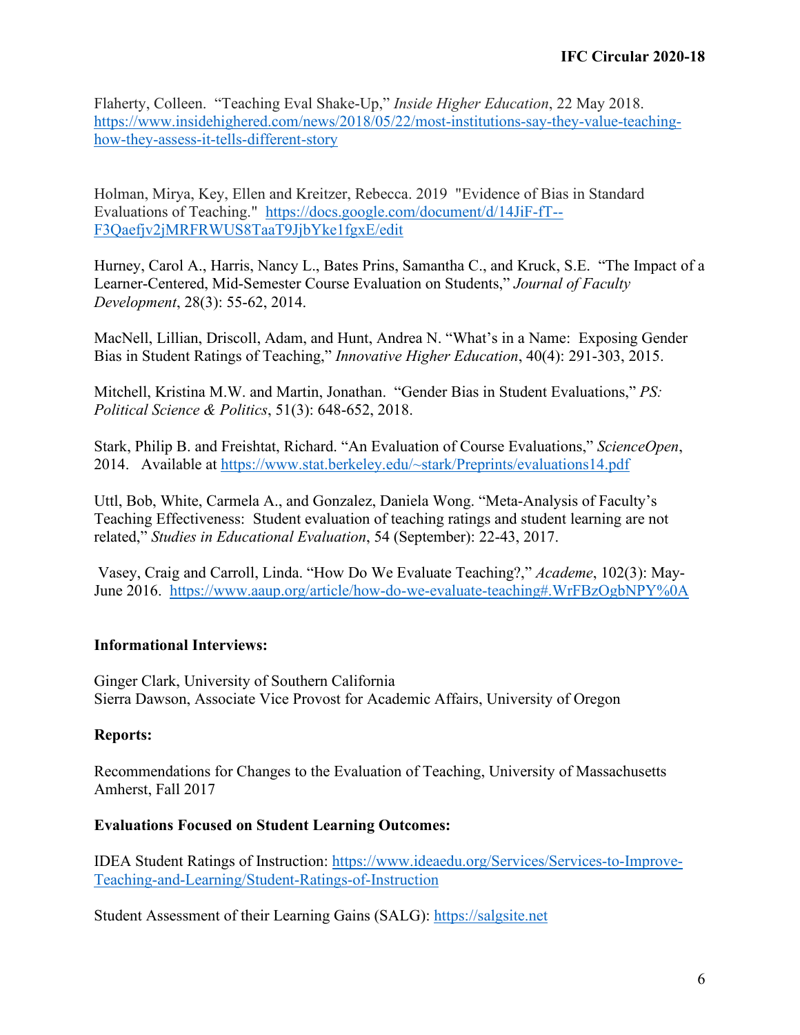Flaherty, Colleen. "Teaching Eval Shake-Up," *Inside Higher Education*, 22 May 2018. https://www.insidehighered.com/news/2018/05/22/most-institutions-say-they-value-teaching-how-they-assess-it-tells-different-story

Holman, Mirya, Key, Ellen and Kreitzer, Rebecca. 2019 "Evidence of Bias in Standard Evaluations of Teaching." https://docs.google.com/document/d/14JiF-fT--F3Qaefjv2jMRFRWUS8TaaT9JjbYke1fgxE/edit

Hurney, Carol A., Harris, Nancy L., Bates Prins, Samantha C., and Kruck, S.E. "The Impact of a Learner-Centered, Mid-Semester Course Evaluation on Students," *Journal of Faculty Development*, 28(3): 55-62, 2014.

MacNell, Lillian, Driscoll, Adam, and Hunt, Andrea N. "What's in a Name: Exposing Gender Bias in Student Ratings of Teaching," *Innovative Higher Education*, 40(4): 291-303, 2015.

Mitchell, Kristina M.W. and Martin, Jonathan. "Gender Bias in Student Evaluations," *PS: Political Science & Politics*, 51(3): 648-652, 2018.

Stark, Philip B. and Freishtat, Richard. "An Evaluation of Course Evaluations," *ScienceOpen*, 2014. Available at https://www.stat.berkeley.edu/~stark/Preprints/evaluations14.pdf

Uttl, Bob, White, Carmela A., and Gonzalez, Daniela Wong. "Meta-Analysis of Faculty's Teaching Effectiveness: Student evaluation of teaching ratings and student learning are not related," *Studies in Educational Evaluation*, 54 (September): 22-43, 2017.

Vasey, Craig and Carroll, Linda. "How Do We Evaluate Teaching?," *Academe*, 102(3): May-June 2016. https://www.aaup.org/article/how-do-we-evaluate-teaching#.WrFBzOgbNPY%0A

**Informational Interviews:**

Ginger Clark, University of Southern California
Sierra Dawson, Associate Vice Provost for Academic Affairs, University of Oregon

**Reports:**

Recommendations for Changes to the Evaluation of Teaching, University of Massachusetts Amherst, Fall 2017

**Evaluations Focused on Student Learning Outcomes:**

IDEA Student Ratings of Instruction: https://www.ideaedu.org/Services/Services-to-Improve-Teaching-and-Learning/Student-Ratings-of-Instruction

Student Assessment of their Learning Gains (SALG): https://salgsite.net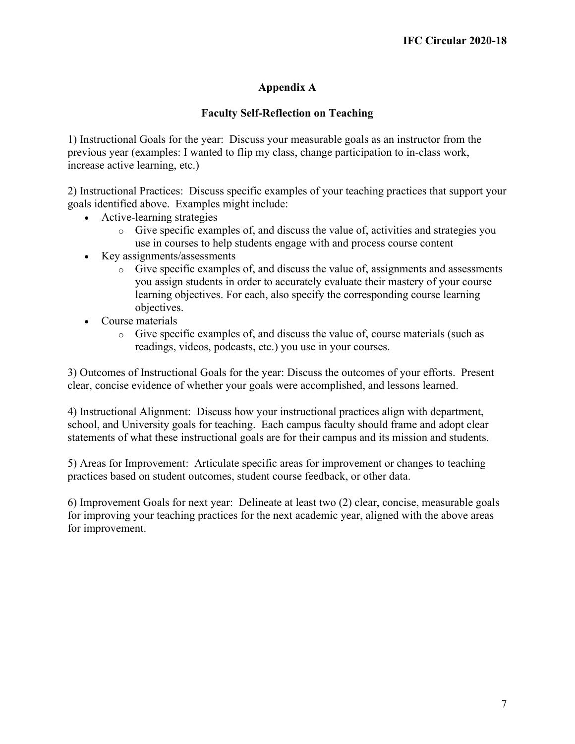## Appendix A

### Faculty Self-Reflection on Teaching

1) Instructional Goals for the year: Discuss your measurable goals as an instructor from the previous year (examples: I wanted to flip my class, change participation to in-class work, increase active learning, etc.)

2) Instructional Practices: Discuss specific examples of your teaching practices that support your goals identified above. Examples might include:

- Active-learning strategies
  - Give specific examples of, and discuss the value of, activities and strategies you use in courses to help students engage with and process course content
- Key assignments/assessments
  - Give specific examples of, and discuss the value of, assignments and assessments you assign students in order to accurately evaluate their mastery of your course learning objectives. For each, also specify the corresponding course learning objectives.
- Course materials
  - Give specific examples of, and discuss the value of, course materials (such as readings, videos, podcasts, etc.) you use in your courses.

3) Outcomes of Instructional Goals for the year: Discuss the outcomes of your efforts. Present clear, concise evidence of whether your goals were accomplished, and lessons learned.

4) Instructional Alignment: Discuss how your instructional practices align with department, school, and University goals for teaching. Each campus faculty should frame and adopt clear statements of what these instructional goals are for their campus and its mission and students.

5) Areas for Improvement: Articulate specific areas for improvement or changes to teaching practices based on student outcomes, student course feedback, or other data.

6) Improvement Goals for next year: Delineate at least two (2) clear, concise, measurable goals for improving your teaching practices for the next academic year, aligned with the above areas for improvement.